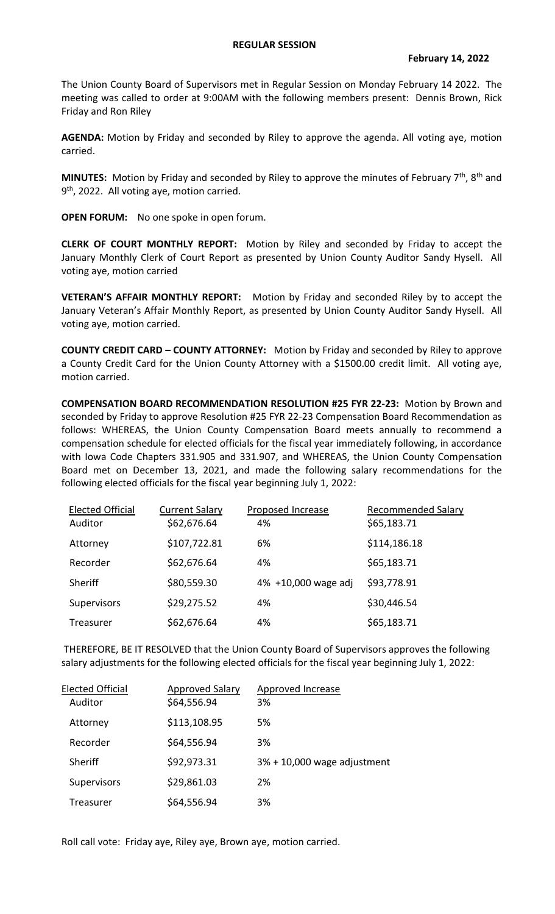## REGULAR SESSION

**February 14, 2022**

The Union County Board of Supervisors met in Regular Session on Monday February 14 2022. The meeting was called to order at 9:00AM with the following members present: Dennis Brown, Rick Friday and Ron Riley

**AGENDA:** Motion by Friday and seconded by Riley to approve the agenda. All voting aye, motion carried.

**MINUTES:** Motion by Friday and seconded by Riley to approve the minutes of February 7th, 8th and 9th, 2022. All voting aye, motion carried.

**OPEN FORUM:** No one spoke in open forum.

**CLERK OF COURT MONTHLY REPORT:** Motion by Riley and seconded by Friday to accept the January Monthly Clerk of Court Report as presented by Union County Auditor Sandy Hysell. All voting aye, motion carried

**VETERAN'S AFFAIR MONTHLY REPORT:** Motion by Friday and seconded Riley by to accept the January Veteran's Affair Monthly Report, as presented by Union County Auditor Sandy Hysell. All voting aye, motion carried.

**COUNTY CREDIT CARD – COUNTY ATTORNEY:** Motion by Friday and seconded by Riley to approve a County Credit Card for the Union County Attorney with a $1500.00 credit limit. All voting aye, motion carried.

**COMPENSATION BOARD RECOMMENDATION RESOLUTION #25 FYR 22-23:** Motion by Brown and seconded by Friday to approve Resolution #25 FYR 22-23 Compensation Board Recommendation as follows: WHEREAS, the Union County Compensation Board meets annually to recommend a compensation schedule for elected officials for the fiscal year immediately following, in accordance with Iowa Code Chapters 331.905 and 331.907, and WHEREAS, the Union County Compensation Board met on December 13, 2021, and made the following salary recommendations for the following elected officials for the fiscal year beginning July 1, 2022:

| Elected Official | Current Salary | Proposed Increase | Recommended Salary |
|---|---|---|---|
| Auditor | $62,676.64 | 4% | $65,183.71 |
| Attorney | $107,722.81 | 6% | $114,186.18 |
| Recorder | $62,676.64 | 4% | $65,183.71 |
| Sheriff | $80,559.30 | 4% +10,000 wage adj | $93,778.91 |
| Supervisors | $29,275.52 | 4% | $30,446.54 |
| Treasurer | $62,676.64 | 4% | $65,183.71 |

THEREFORE, BE IT RESOLVED that the Union County Board of Supervisors approves the following salary adjustments for the following elected officials for the fiscal year beginning July 1, 2022:

| Elected Official | Approved Salary | Approved Increase |
|---|---|---|
| Auditor | $64,556.94 | 3% |
| Attorney | $113,108.95 | 5% |
| Recorder | $64,556.94 | 3% |
| Sheriff | $92,973.31 | 3% + 10,000 wage adjustment |
| Supervisors | $29,861.03 | 2% |
| Treasurer | $64,556.94 | 3% |

Roll call vote: Friday aye, Riley aye, Brown aye, motion carried.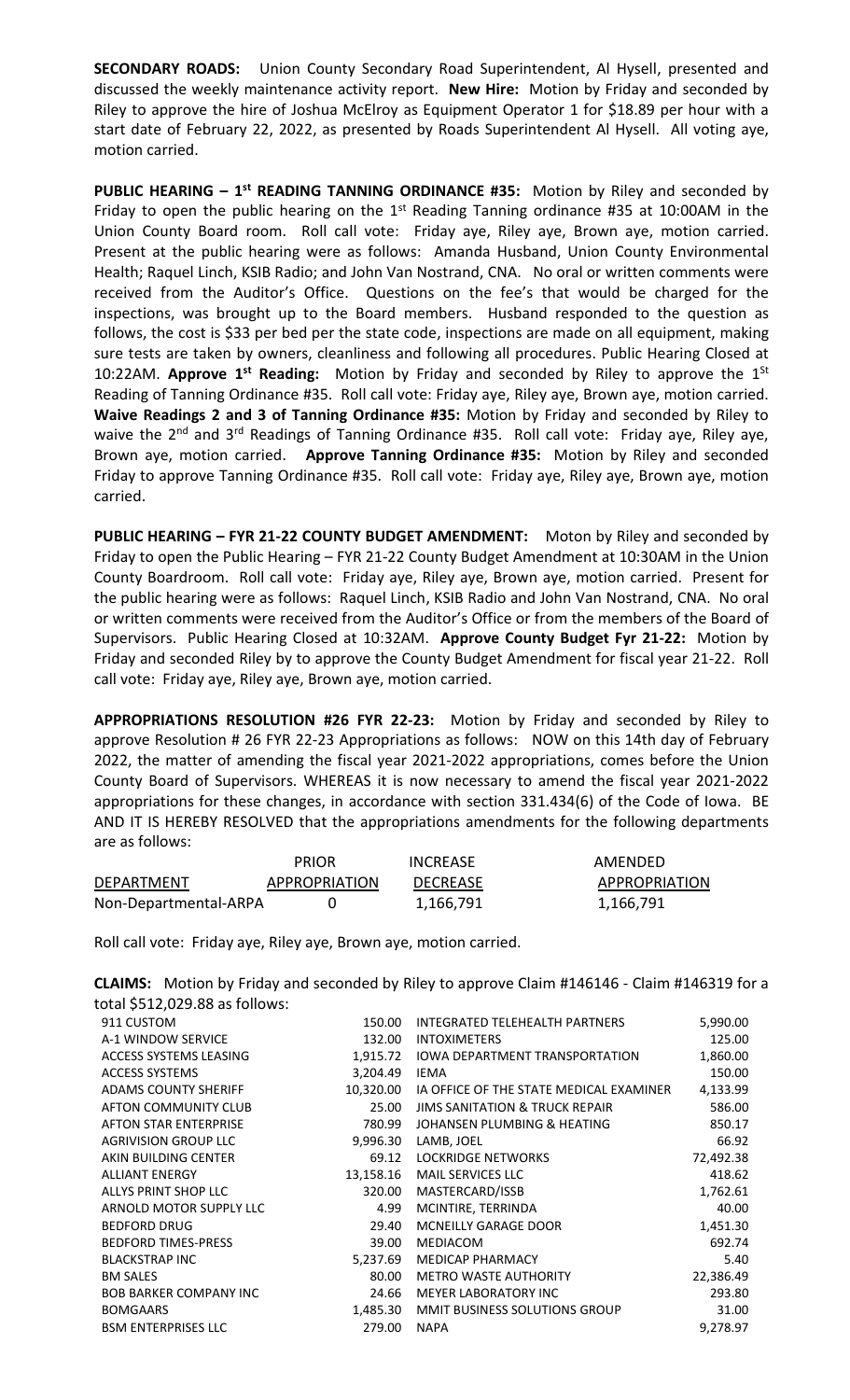**SECONDARY ROADS:** Union County Secondary Road Superintendent, Al Hysell, presented and discussed the weekly maintenance activity report. **New Hire:** Motion by Friday and seconded by Riley to approve the hire of Joshua McElroy as Equipment Operator 1 for $18.89 per hour with a start date of February 22, 2022, as presented by Roads Superintendent Al Hysell. All voting aye, motion carried.

**PUBLIC HEARING – 1st READING TANNING ORDINANCE #35:** Motion by Riley and seconded by Friday to open the public hearing on the 1st Reading Tanning ordinance #35 at 10:00AM in the Union County Board room. Roll call vote: Friday aye, Riley aye, Brown aye, motion carried. Present at the public hearing were as follows: Amanda Husband, Union County Environmental Health; Raquel Linch, KSIB Radio; and John Van Nostrand, CNA. No oral or written comments were received from the Auditor's Office. Questions on the fee's that would be charged for the inspections, was brought up to the Board members. Husband responded to the question as follows, the cost is $33 per bed per the state code, inspections are made on all equipment, making sure tests are taken by owners, cleanliness and following all procedures. Public Hearing Closed at 10:22AM. **Approve 1st Reading:** Motion by Friday and seconded by Riley to approve the 1St Reading of Tanning Ordinance #35. Roll call vote: Friday aye, Riley aye, Brown aye, motion carried. **Waive Readings 2 and 3 of Tanning Ordinance #35:** Motion by Friday and seconded by Riley to waive the 2nd and 3rd Readings of Tanning Ordinance #35. Roll call vote: Friday aye, Riley aye, Brown aye, motion carried. **Approve Tanning Ordinance #35:** Motion by Riley and seconded Friday to approve Tanning Ordinance #35. Roll call vote: Friday aye, Riley aye, Brown aye, motion carried.

**PUBLIC HEARING – FYR 21-22 COUNTY BUDGET AMENDMENT:** Moton by Riley and seconded by Friday to open the Public Hearing – FYR 21-22 County Budget Amendment at 10:30AM in the Union County Boardroom. Roll call vote: Friday aye, Riley aye, Brown aye, motion carried. Present for the public hearing were as follows: Raquel Linch, KSIB Radio and John Van Nostrand, CNA. No oral or written comments were received from the Auditor's Office or from the members of the Board of Supervisors. Public Hearing Closed at 10:32AM. **Approve County Budget Fyr 21-22:** Motion by Friday and seconded Riley by to approve the County Budget Amendment for fiscal year 21-22. Roll call vote: Friday aye, Riley aye, Brown aye, motion carried.

**APPROPRIATIONS RESOLUTION #26 FYR 22-23:** Motion by Friday and seconded by Riley to approve Resolution # 26 FYR 22-23 Appropriations as follows: NOW on this 14th day of February 2022, the matter of amending the fiscal year 2021-2022 appropriations, comes before the Union County Board of Supervisors. WHEREAS it is now necessary to amend the fiscal year 2021-2022 appropriations for these changes, in accordance with section 331.434(6) of the Code of Iowa. BE AND IT IS HEREBY RESOLVED that the appropriations amendments for the following departments are as follows:

| DEPARTMENT | PRIOR APPROPRIATION | INCREASE DECREASE | AMENDED APPROPRIATION |
|---|---|---|---|
| Non-Departmental-ARPA | 0 | 1,166,791 | 1,166,791 |

Roll call vote: Friday aye, Riley aye, Brown aye, motion carried.

**CLAIMS:** Motion by Friday and seconded by Riley to approve Claim #146146 - Claim #146319 for a total $512,029.88 as follows:

| Vendor | Amount | Vendor | Amount |
|---|---|---|---|
| 911 CUSTOM | 150.00 | INTEGRATED TELEHEALTH PARTNERS | 5,990.00 |
| A-1 WINDOW SERVICE | 132.00 | INTOXIMETERS | 125.00 |
| ACCESS SYSTEMS LEASING | 1,915.72 | IOWA DEPARTMENT TRANSPORTATION | 1,860.00 |
| ACCESS SYSTEMS | 3,204.49 | IEMA | 150.00 |
| ADAMS COUNTY SHERIFF | 10,320.00 | IA OFFICE OF THE STATE MEDICAL EXAMINER | 4,133.99 |
| AFTON COMMUNITY CLUB | 25.00 | JIMS SANITATION & TRUCK REPAIR | 586.00 |
| AFTON STAR ENTERPRISE | 780.99 | JOHANSEN PLUMBING & HEATING | 850.17 |
| AGRIVISION GROUP LLC | 9,996.30 | LAMB, JOEL | 66.92 |
| AKIN BUILDING CENTER | 69.12 | LOCKRIDGE NETWORKS | 72,492.38 |
| ALLIANT ENERGY | 13,158.16 | MAIL SERVICES LLC | 418.62 |
| ALLYS PRINT SHOP LLC | 320.00 | MASTERCARD/ISSB | 1,762.61 |
| ARNOLD MOTOR SUPPLY LLC | 4.99 | MCINTIRE, TERRINDA | 40.00 |
| BEDFORD DRUG | 29.40 | MCNEILLY GARAGE DOOR | 1,451.30 |
| BEDFORD TIMES-PRESS | 39.00 | MEDIACOM | 692.74 |
| BLACKSTRAP INC | 5,237.69 | MEDICAP PHARMACY | 5.40 |
| BM SALES | 80.00 | METRO WASTE AUTHORITY | 22,386.49 |
| BOB BARKER COMPANY INC | 24.66 | MEYER LABORATORY INC | 293.80 |
| BOMGAARS | 1,485.30 | MMIT BUSINESS SOLUTIONS GROUP | 31.00 |
| BSM ENTERPRISES LLC | 279.00 | NAPA | 9,278.97 |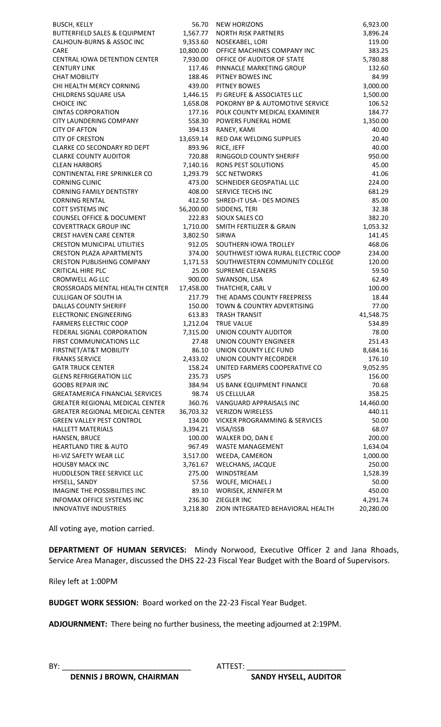| | | | |
|---|---|---|---|
| BUSCH, KELLY | 56.70 | NEW HORIZONS | 6,923.00 |
| BUTTERFIELD SALES & EQUIPMENT | 1,567.77 | NORTH RISK PARTNERS | 3,896.24 |
| CALHOUN-BURNS & ASSOC INC | 9,353.60 | NOSEKABEL, LORI | 119.00 |
| CARE | 10,800.00 | OFFICE MACHINES COMPANY INC | 383.25 |
| CENTRAL IOWA DETENTION CENTER | 7,930.00 | OFFICE OF AUDITOR OF STATE | 5,780.88 |
| CENTURY LINK | 117.46 | PINNACLE MARKETING GROUP | 132.60 |
| CHAT MOBILITY | 188.46 | PITNEY BOWES INC | 84.99 |
| CHI HEALTH MERCY CORNING | 439.00 | PITNEY BOWES | 3,000.00 |
| CHILDRENS SQUARE USA | 1,446.15 | PJ GREUFE & ASSOCIATES LLC | 1,500.00 |
| CHOICE INC | 1,658.08 | POKORNY BP & AUTOMOTIVE SERVICE | 106.52 |
| CINTAS CORPORATION | 177.16 | POLK COUNTY MEDICAL EXAMINER | 184.77 |
| CITY LAUNDERING COMPANY | 558.30 | POWERS FUNERAL HOME | 1,350.00 |
| CITY OF AFTON | 394.13 | RANEY, KAMI | 40.00 |
| CITY OF CRESTON | 13,659.14 | RED OAK WELDING SUPPLIES | 20.40 |
| CLARKE CO SECONDARY RD DEPT | 893.96 | RICE, JEFF | 40.00 |
| CLARKE COUNTY AUDITOR | 720.88 | RINGGOLD COUNTY SHERIFF | 950.00 |
| CLEAN HARBORS | 7,140.16 | RONS PEST SOLUTIONS | 45.00 |
| CONTINENTAL FIRE SPRINKLER CO | 1,293.79 | SCC NETWORKS | 41.06 |
| CORNING CLINIC | 473.00 | SCHNEIDER GEOSPATIAL LLC | 224.00 |
| CORNING FAMILY DENTISTRY | 408.00 | SERVICE TECHS INC | 681.29 |
| CORNING RENTAL | 412.50 | SHRED-IT USA - DES MOINES | 85.00 |
| COTT SYSTEMS INC | 56,200.00 | SIDDENS, TERI | 32.38 |
| COUNSEL OFFICE & DOCUMENT | 222.83 | SIOUX SALES CO | 382.20 |
| COVERTTRACK GROUP INC | 1,710.00 | SMITH FERTILIZER & GRAIN | 1,053.32 |
| CREST HAVEN CARE CENTER | 3,802.50 | SIRWA | 141.45 |
| CRESTON MUNICIPAL UTILITIES | 912.05 | SOUTHERN IOWA TROLLEY | 468.06 |
| CRESTON PLAZA APARTMENTS | 374.00 | SOUTHWEST IOWA RURAL ELECTRIC COOP | 234.00 |
| CRESTON PUBLISHING COMPANY | 1,171.53 | SOUTHWESTERN COMMUNITY COLLEGE | 120.00 |
| CRITICAL HIRE PLC | 25.00 | SUPREME CLEANERS | 59.50 |
| CROMWELL AG LLC | 900.00 | SWANSON, LISA | 62.49 |
| CROSSROADS MENTAL HEALTH CENTER | 17,458.00 | THATCHER, CARL V | 100.00 |
| CULLIGAN OF SOUTH IA | 217.79 | THE ADAMS COUNTY FREEPRESS | 18.44 |
| DALLAS COUNTY SHERIFF | 150.00 | TOWN & COUNTRY ADVERTISING | 77.00 |
| ELECTRONIC ENGINEERING | 613.83 | TRASH TRANSIT | 41,548.75 |
| FARMERS ELECTRIC COOP | 1,212.04 | TRUE VALUE | 534.89 |
| FEDERAL SIGNAL CORPORATION | 7,315.00 | UNION COUNTY AUDITOR | 78.00 |
| FIRST COMMUNICATIONS LLC | 27.48 | UNION COUNTY ENGINEER | 251.43 |
| FIRSTNET/AT&T MOBILITY | 86.10 | UNION COUNTY LEC FUND | 8,684.16 |
| FRANKS SERVICE | 2,433.02 | UNION COUNTY RECORDER | 176.10 |
| GATR TRUCK CENTER | 158.24 | UNITED FARMERS COOPERATIVE CO | 9,052.95 |
| GLENS REFRIGERATION LLC | 235.73 | USPS | 156.00 |
| GOOBS REPAIR INC | 384.94 | US BANK EQUIPMENT FINANCE | 70.68 |
| GREATAMERICA FINANCIAL SERVICES | 98.74 | US CELLULAR | 358.25 |
| GREATER REGIONAL MEDICAL CENTER | 360.76 | VANGUARD APPRAISALS INC | 14,460.00 |
| GREATER REGIONAL MEDICAL CENTER | 36,703.32 | VERIZON WIRELESS | 440.11 |
| GREEN VALLEY PEST CONTROL | 134.00 | VICKER PROGRAMMING & SERVICES | 50.00 |
| HALLETT MATERIALS | 3,394.21 | VISA/ISSB | 68.07 |
| HANSEN, BRUCE | 100.00 | WALKER DO, DAN E | 200.00 |
| HEARTLAND TIRE & AUTO | 967.49 | WASTE MANAGEMENT | 1,634.04 |
| HI-VIZ SAFETY WEAR LLC | 3,517.00 | WEEDA, CAMERON | 1,000.00 |
| HOUSBY MACK INC | 3,761.67 | WELCHANS, JACQUE | 250.00 |
| HUDDLESON TREE SERVICE LLC | 275.00 | WINDSTREAM | 1,528.39 |
| HYSELL, SANDY | 57.56 | WOLFE, MICHAEL J | 50.00 |
| IMAGINE THE POSSIBILITIES INC | 89.10 | WORISEK, JENNIFER M | 450.00 |
| INFOMAX OFFICE SYSTEMS INC | 236.30 | ZIEGLER INC | 4,291.74 |
| INNOVATIVE INDUSTRIES | 3,218.80 | ZION INTEGRATED BEHAVIORAL HEALTH | 20,280.00 |

All voting aye, motion carried.

**DEPARTMENT OF HUMAN SERVICES:** Mindy Norwood, Executive Officer 2 and Jana Rhoads, Service Area Manager, discussed the DHS 22-23 Fiscal Year Budget with the Board of Supervisors.

Riley left at 1:00PM

**BUDGET WORK SESSION:** Board worked on the 22-23 Fiscal Year Budget.

**ADJOURNMENT:** There being no further business, the meeting adjourned at 2:19PM.

BY: ______________________________ ATTEST: ______________________

**DENNIS J BROWN, CHAIRMAN** **SANDY HYSELL, AUDITOR**